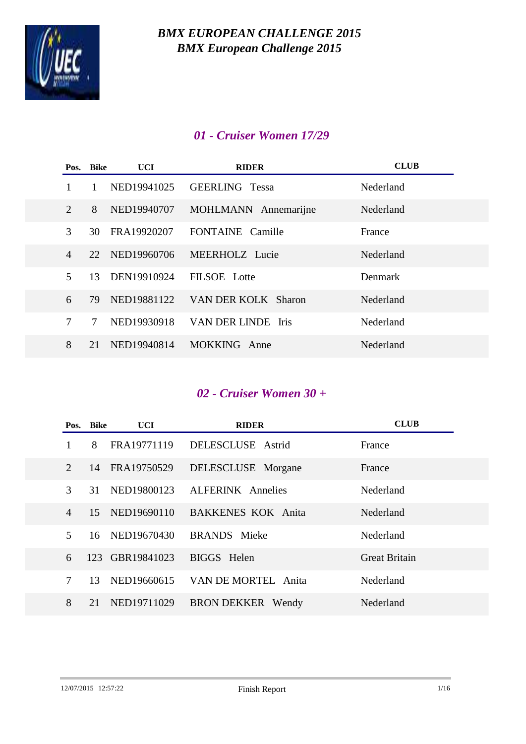# *BMX EUROPEAN CHALLENGE 2015*
## *BMX European Challenge 2015*

### *01 - Cruiser Women 17/29*

| Pos. | Bike | UCI | RIDER | CLUB |
|---|---|---|---|---|
| 1 | 1 | NED19941025 | GEERLING Tessa | Nederland |
| 2 | 8 | NED19940707 | MOHLMANN Annemarijne | Nederland |
| 3 | 30 | FRA19920207 | FONTAINE Camille | France |
| 4 | 22 | NED19960706 | MEERHOLZ Lucie | Nederland |
| 5 | 13 | DEN19910924 | FILSOE Lotte | Denmark |
| 6 | 79 | NED19881122 | VAN DER KOLK Sharon | Nederland |
| 7 | 7 | NED19930918 | VAN DER LINDE Iris | Nederland |
| 8 | 21 | NED19940814 | MOKKING Anne | Nederland |

### *02 - Cruiser Women 30 +*

| Pos. | Bike | UCI | RIDER | CLUB |
|---|---|---|---|---|
| 1 | 8 | FRA19771119 | DELESCLUSE Astrid | France |
| 2 | 14 | FRA19750529 | DELESCLUSE Morgane | France |
| 3 | 31 | NED19800123 | ALFERINK Annelies | Nederland |
| 4 | 15 | NED19690110 | BAKKENES KOK Anita | Nederland |
| 5 | 16 | NED19670430 | BRANDS Mieke | Nederland |
| 6 | 123 | GBR19841023 | BIGGS Helen | Great Britain |
| 7 | 13 | NED19660615 | VAN DE MORTEL Anita | Nederland |
| 8 | 21 | NED19711029 | BRON DEKKER Wendy | Nederland |

12/07/2015 12:57:22 Finish Report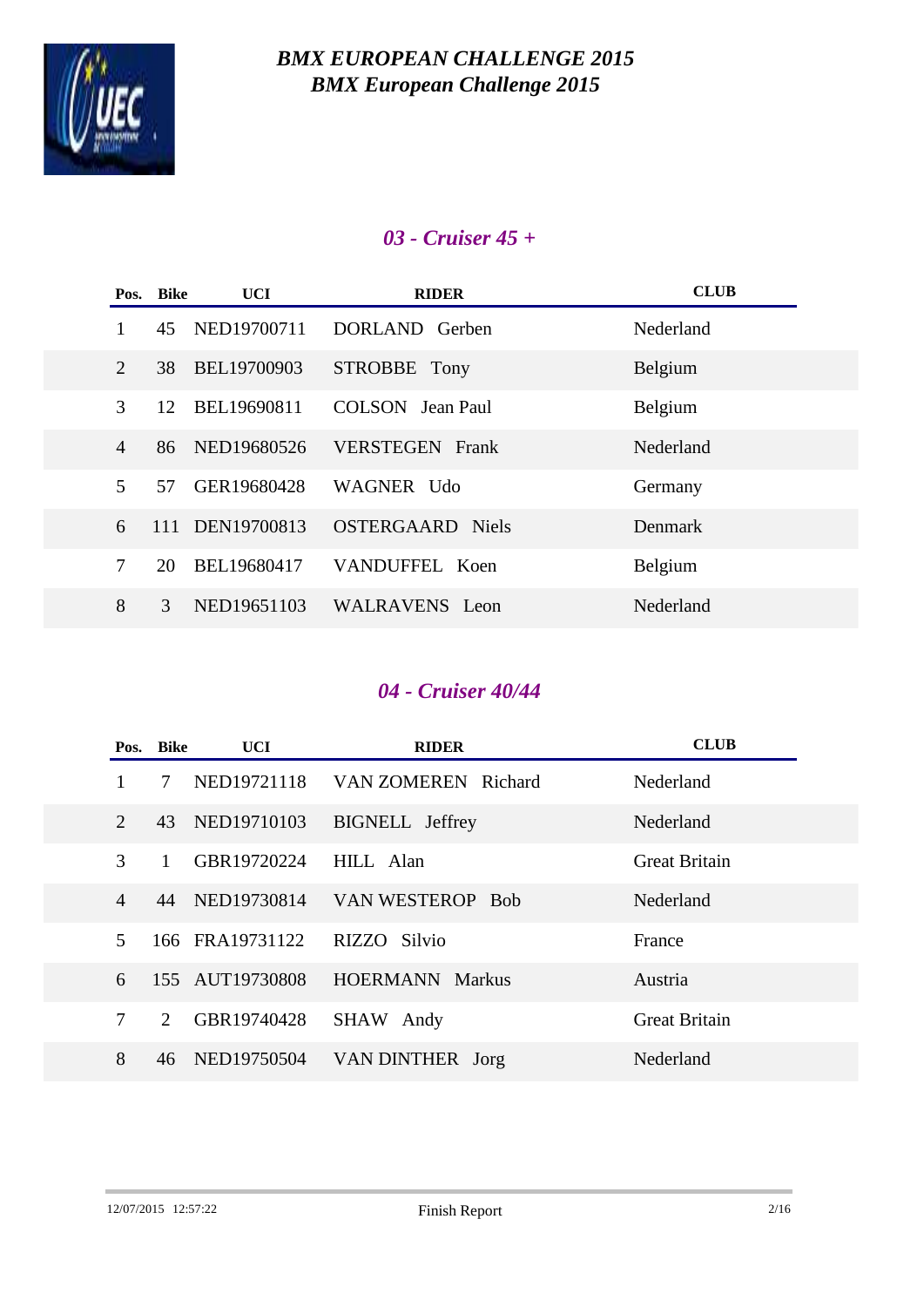# *BMX EUROPEAN CHALLENGE 2015*
# *BMX European Challenge 2015*

## *03 - Cruiser 45 +*

| Pos. | Bike | UCI | RIDER | CLUB |
|---|---|---|---|---|
| 1 | 45 | NED19700711 | DORLAND Gerben | Nederland |
| 2 | 38 | BEL19700903 | STROBBE Tony | Belgium |
| 3 | 12 | BEL19690811 | COLSON Jean Paul | Belgium |
| 4 | 86 | NED19680526 | VERSTEGEN Frank | Nederland |
| 5 | 57 | GER19680428 | WAGNER Udo | Germany |
| 6 | 111 | DEN19700813 | OSTERGAARD Niels | Denmark |
| 7 | 20 | BEL19680417 | VANDUFFEL Koen | Belgium |
| 8 | 3 | NED19651103 | WALRAVENS Leon | Nederland |

## *04 - Cruiser 40/44*

| Pos. | Bike | UCI | RIDER | CLUB |
|---|---|---|---|---|
| 1 | 7 | NED19721118 | VAN ZOMEREN Richard | Nederland |
| 2 | 43 | NED19710103 | BIGNELL Jeffrey | Nederland |
| 3 | 1 | GBR19720224 | HILL Alan | Great Britain |
| 4 | 44 | NED19730814 | VAN WESTEROP Bob | Nederland |
| 5 | 166 | FRA19731122 | RIZZO Silvio | France |
| 6 | 155 | AUT19730808 | HOERMANN Markus | Austria |
| 7 | 2 | GBR19740428 | SHAW Andy | Great Britain |
| 8 | 46 | NED19750504 | VAN DINTHER Jorg | Nederland |

12/07/2015 12:57:22 Finish Report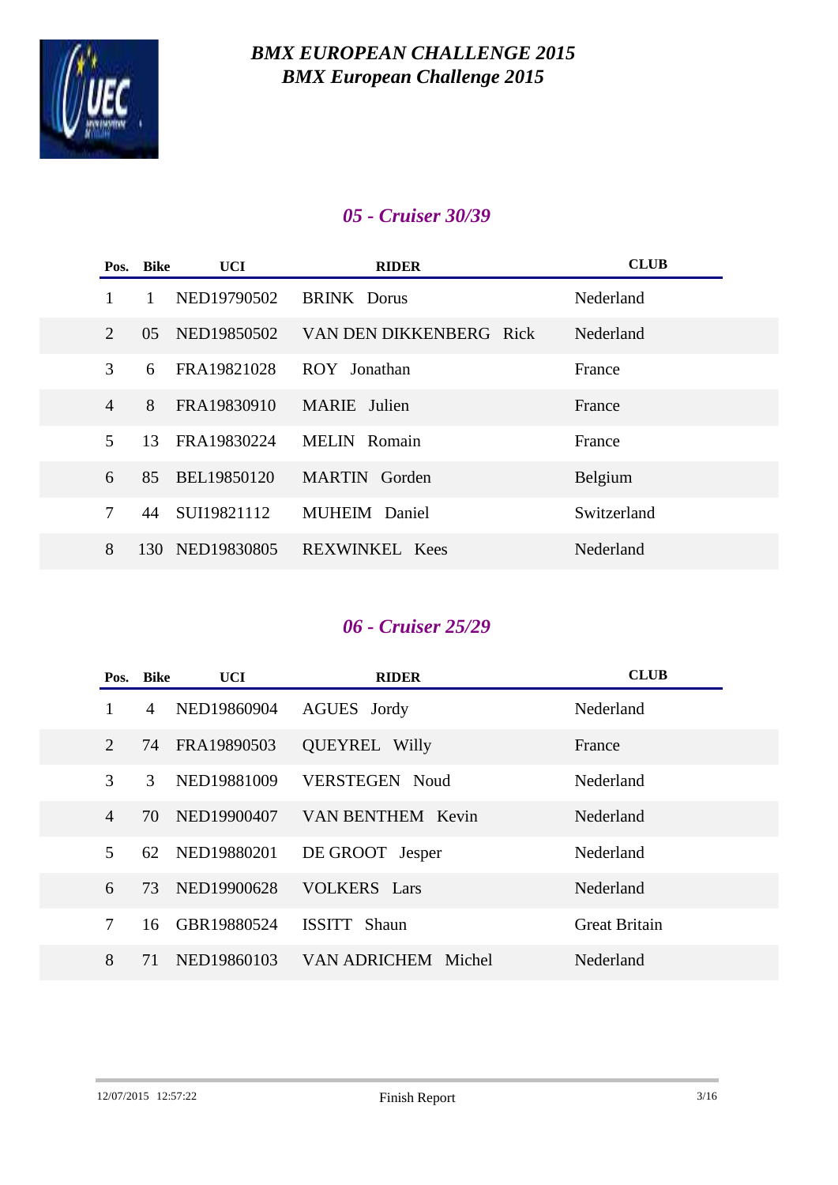# *BMX EUROPEAN CHALLENGE 2015*
# *BMX European Challenge 2015*

## *05 - Cruiser 30/39*

| Pos. | Bike | UCI | RIDER | CLUB |
|---|---|---|---|---|
| 1 | 1 | NED19790502 | BRINK Dorus | Nederland |
| 2 | 05 | NED19850502 | VAN DEN DIKKENBERG Rick | Nederland |
| 3 | 6 | FRA19821028 | ROY Jonathan | France |
| 4 | 8 | FRA19830910 | MARIE Julien | France |
| 5 | 13 | FRA19830224 | MELIN Romain | France |
| 6 | 85 | BEL19850120 | MARTIN Gorden | Belgium |
| 7 | 44 | SUI19821112 | MUHEIM Daniel | Switzerland |
| 8 | 130 | NED19830805 | REXWINKEL Kees | Nederland |

## *06 - Cruiser 25/29*

| Pos. | Bike | UCI | RIDER | CLUB |
|---|---|---|---|---|
| 1 | 4 | NED19860904 | AGUES Jordy | Nederland |
| 2 | 74 | FRA19890503 | QUEYREL Willy | France |
| 3 | 3 | NED19881009 | VERSTEGEN Noud | Nederland |
| 4 | 70 | NED19900407 | VAN BENTHEM Kevin | Nederland |
| 5 | 62 | NED19880201 | DE GROOT Jesper | Nederland |
| 6 | 73 | NED19900628 | VOLKERS Lars | Nederland |
| 7 | 16 | GBR19880524 | ISSITT Shaun | Great Britain |
| 8 | 71 | NED19860103 | VAN ADRICHEM Michel | Nederland |

12/07/2015 12:57:22 Finish Report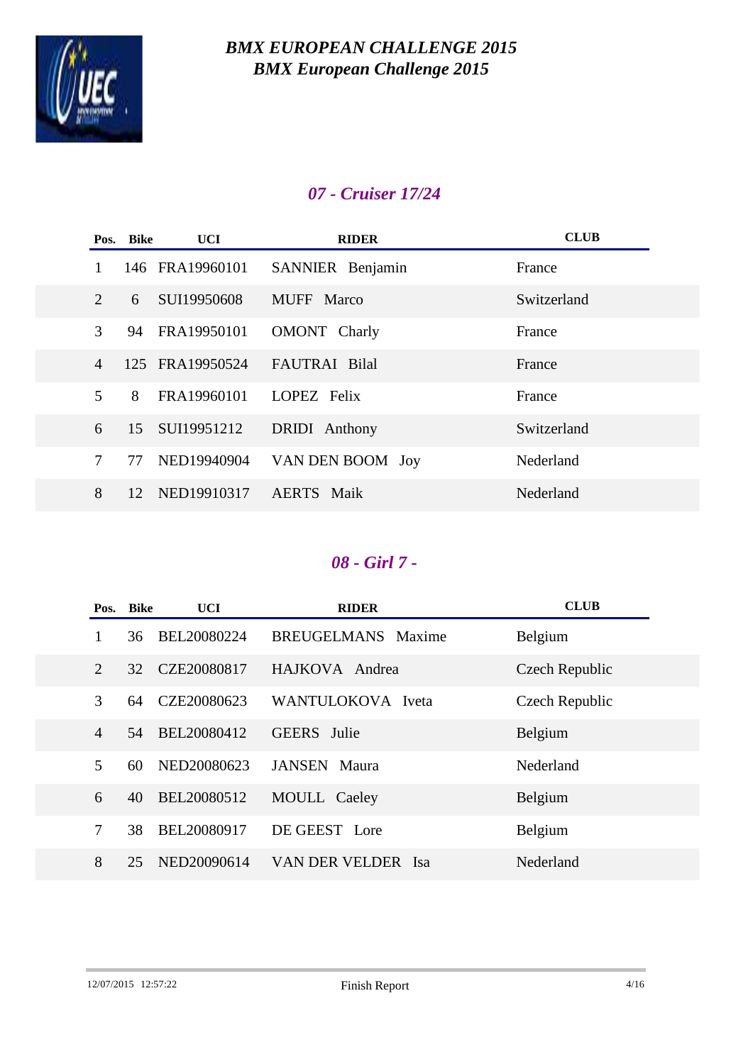# *BMX EUROPEAN CHALLENGE 2015*
## *BMX European Challenge 2015*

### *07 - Cruiser 17/24*

| Pos. | Bike | UCI | RIDER | CLUB |
|---|---|---|---|---|
| 1 | 146 | FRA19960101 | SANNIER Benjamin | France |
| 2 | 6 | SUI19950608 | MUFF Marco | Switzerland |
| 3 | 94 | FRA19950101 | OMONT Charly | France |
| 4 | 125 | FRA19950524 | FAUTRAI Bilal | France |
| 5 | 8 | FRA19960101 | LOPEZ Felix | France |
| 6 | 15 | SUI19951212 | DRIDI Anthony | Switzerland |
| 7 | 77 | NED19940904 | VAN DEN BOOM Joy | Nederland |
| 8 | 12 | NED19910317 | AERTS Maik | Nederland |

### *08 - Girl 7 -*

| Pos. | Bike | UCI | RIDER | CLUB |
|---|---|---|---|---|
| 1 | 36 | BEL20080224 | BREUGELMANS Maxime | Belgium |
| 2 | 32 | CZE20080817 | HAJKOVA Andrea | Czech Republic |
| 3 | 64 | CZE20080623 | WANTULOKOVA Iveta | Czech Republic |
| 4 | 54 | BEL20080412 | GEERS Julie | Belgium |
| 5 | 60 | NED20080623 | JANSEN Maura | Nederland |
| 6 | 40 | BEL20080512 | MOULL Caeley | Belgium |
| 7 | 38 | BEL20080917 | DE GEEST Lore | Belgium |
| 8 | 25 | NED20090614 | VAN DER VELDER Isa | Nederland |

12/07/2015 12:57:22 Finish Report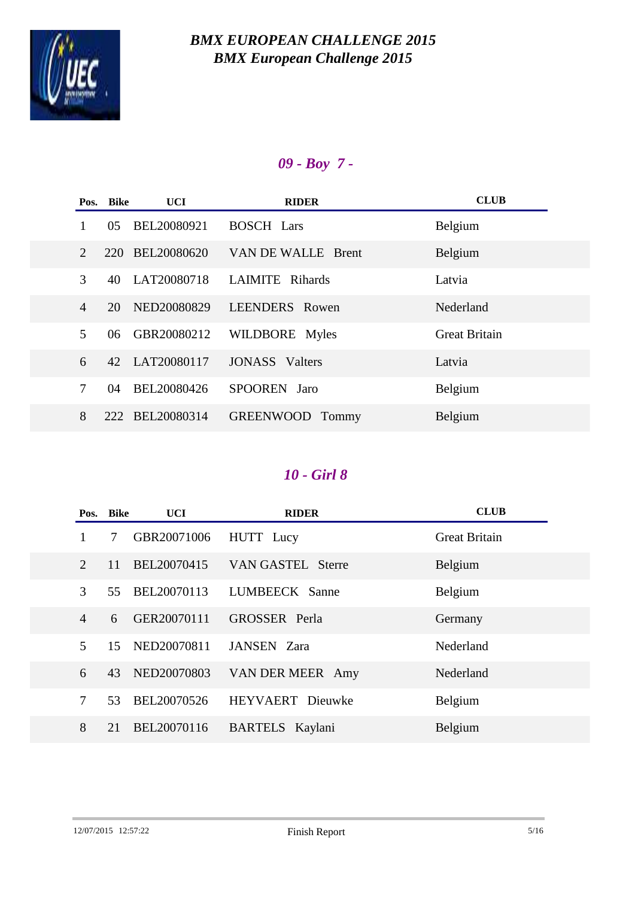# *BMX EUROPEAN CHALLENGE 2015*
## *BMX European Challenge 2015*

### *09 - Boy 7 -*

| Pos. | Bike | UCI | RIDER | CLUB |
|---|---|---|---|---|
| 1 | 05 | BEL20080921 | BOSCH Lars | Belgium |
| 2 | 220 | BEL20080620 | VAN DE WALLE Brent | Belgium |
| 3 | 40 | LAT20080718 | LAIMITE Rihards | Latvia |
| 4 | 20 | NED20080829 | LEENDERS Rowen | Nederland |
| 5 | 06 | GBR20080212 | WILDBORE Myles | Great Britain |
| 6 | 42 | LAT20080117 | JONASS Valters | Latvia |
| 7 | 04 | BEL20080426 | SPOOREN Jaro | Belgium |
| 8 | 222 | BEL20080314 | GREENWOOD Tommy | Belgium |

### *10 - Girl 8*

| Pos. | Bike | UCI | RIDER | CLUB |
|---|---|---|---|---|
| 1 | 7 | GBR20071006 | HUTT Lucy | Great Britain |
| 2 | 11 | BEL20070415 | VAN GASTEL Sterre | Belgium |
| 3 | 55 | BEL20070113 | LUMBEECK Sanne | Belgium |
| 4 | 6 | GER20070111 | GROSSER Perla | Germany |
| 5 | 15 | NED20070811 | JANSEN Zara | Nederland |
| 6 | 43 | NED20070803 | VAN DER MEER Amy | Nederland |
| 7 | 53 | BEL20070526 | HEYVAERT Dieuwke | Belgium |
| 8 | 21 | BEL20070116 | BARTELS Kaylani | Belgium |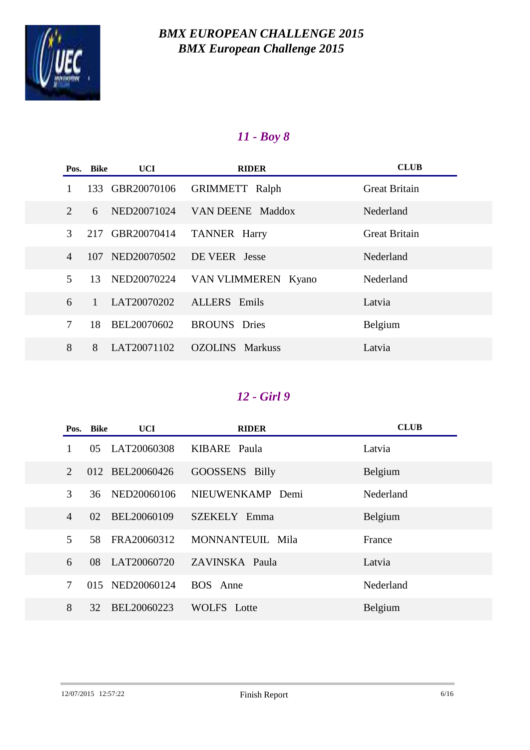# BMX EUROPEAN CHALLENGE 2015
## BMX European Challenge 2015

### 11 - Boy 8

| Pos. | Bike | UCI | RIDER | CLUB |
|---|---|---|---|---|
| 1 | 133 | GBR20070106 | GRIMMETT Ralph | Great Britain |
| 2 | 6 | NED20071024 | VAN DEENE Maddox | Nederland |
| 3 | 217 | GBR20070414 | TANNER Harry | Great Britain |
| 4 | 107 | NED20070502 | DE VEER Jesse | Nederland |
| 5 | 13 | NED20070224 | VAN VLIMMEREN Kyano | Nederland |
| 6 | 1 | LAT20070202 | ALLERS Emils | Latvia |
| 7 | 18 | BEL20070602 | BROUNS Dries | Belgium |
| 8 | 8 | LAT20071102 | OZOLINS Markuss | Latvia |

### 12 - Girl 9

| Pos. | Bike | UCI | RIDER | CLUB |
|---|---|---|---|---|
| 1 | 05 | LAT20060308 | KIBARE Paula | Latvia |
| 2 | 012 | BEL20060426 | GOOSSENS Billy | Belgium |
| 3 | 36 | NED20060106 | NIEUWENKAMP Demi | Nederland |
| 4 | 02 | BEL20060109 | SZEKELY Emma | Belgium |
| 5 | 58 | FRA20060312 | MONNANTEUIL Mila | France |
| 6 | 08 | LAT20060720 | ZAVINSKA Paula | Latvia |
| 7 | 015 | NED20060124 | BOS Anne | Nederland |
| 8 | 32 | BEL20060223 | WOLFS Lotte | Belgium |

12/07/2015 12:57:22 Finish Report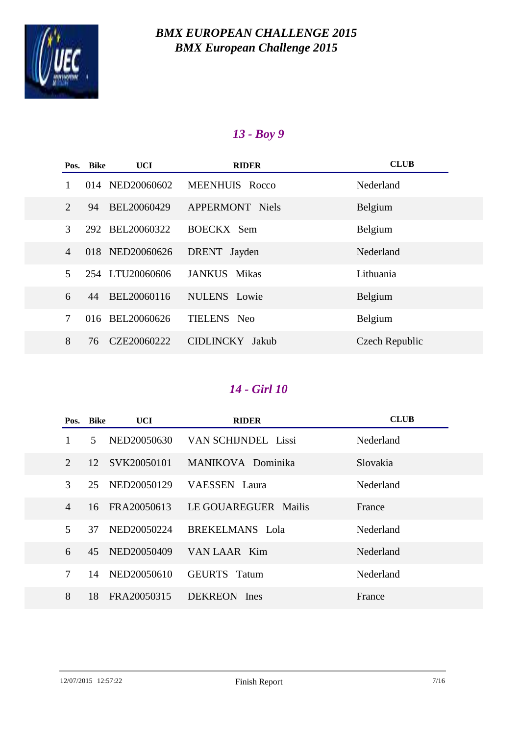# *BMX EUROPEAN CHALLENGE 2015*
## *BMX European Challenge 2015*

### *13 - Boy 9*

| Pos. | Bike | UCI | RIDER | CLUB |
|---|---|---|---|---|
| 1 | 014 | NED20060602 | MEENHUIS Rocco | Nederland |
| 2 | 94 | BEL20060429 | APPERMONT Niels | Belgium |
| 3 | 292 | BEL20060322 | BOECKX Sem | Belgium |
| 4 | 018 | NED20060626 | DRENT Jayden | Nederland |
| 5 | 254 | LTU20060606 | JANKUS Mikas | Lithuania |
| 6 | 44 | BEL20060116 | NULENS Lowie | Belgium |
| 7 | 016 | BEL20060626 | TIELENS Neo | Belgium |
| 8 | 76 | CZE20060222 | CIDLINCKY Jakub | Czech Republic |

### *14 - Girl 10*

| Pos. | Bike | UCI | RIDER | CLUB |
|---|---|---|---|---|
| 1 | 5 | NED20050630 | VAN SCHIJNDEL Lissi | Nederland |
| 2 | 12 | SVK20050101 | MANIKOVA Dominika | Slovakia |
| 3 | 25 | NED20050129 | VAESSEN Laura | Nederland |
| 4 | 16 | FRA20050613 | LE GOUAREGUER Mailis | France |
| 5 | 37 | NED20050224 | BREKELMANS Lola | Nederland |
| 6 | 45 | NED20050409 | VAN LAAR Kim | Nederland |
| 7 | 14 | NED20050610 | GEURTS Tatum | Nederland |
| 8 | 18 | FRA20050315 | DEKREON Ines | France |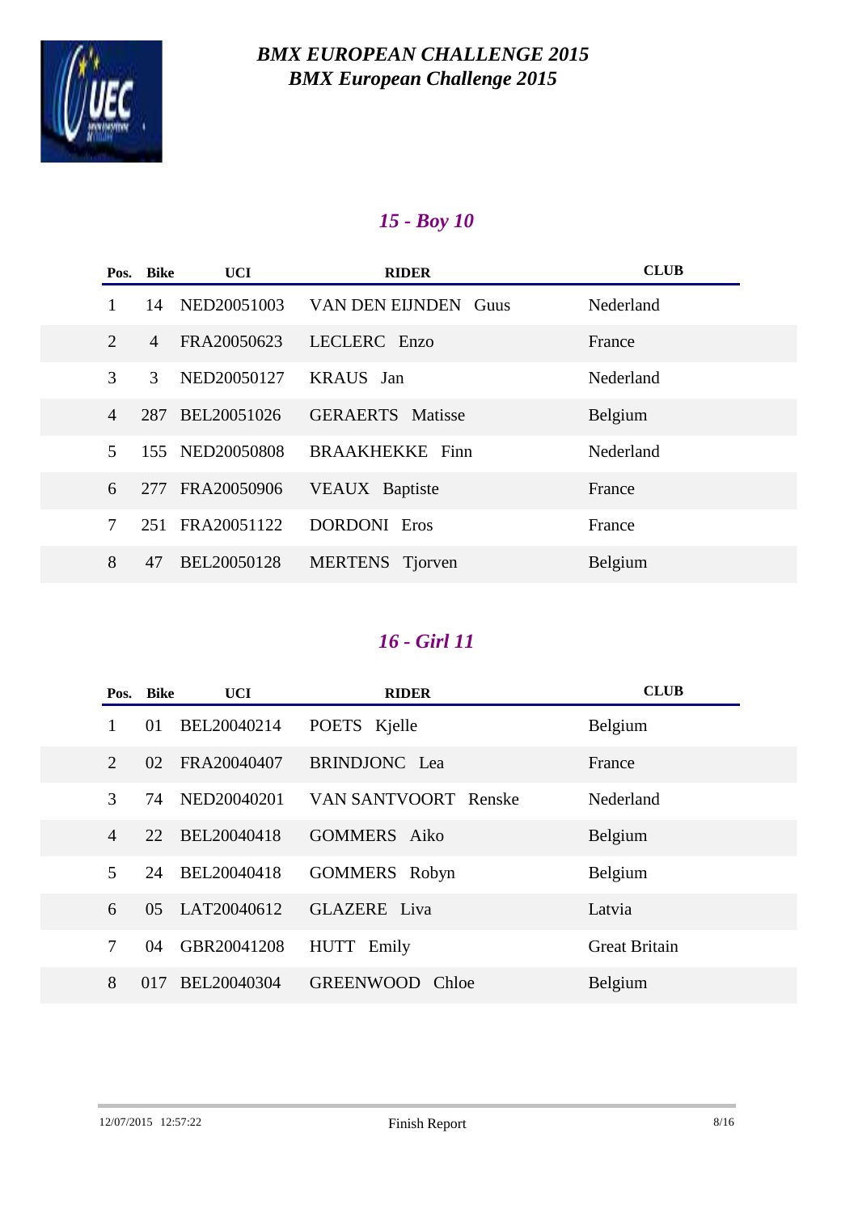# *BMX EUROPEAN CHALLENGE 2015*
## *BMX European Challenge 2015*

### *15 - Boy 10*

| Pos. | Bike | UCI | RIDER | CLUB |
|---|---|---|---|---|
| 1 | 14 | NED20051003 | VAN DEN EIJNDEN Guus | Nederland |
| 2 | 4 | FRA20050623 | LECLERC Enzo | France |
| 3 | 3 | NED20050127 | KRAUS Jan | Nederland |
| 4 | 287 | BEL20051026 | GERAERTS Matisse | Belgium |
| 5 | 155 | NED20050808 | BRAAKHEKKE Finn | Nederland |
| 6 | 277 | FRA20050906 | VEAUX Baptiste | France |
| 7 | 251 | FRA20051122 | DORDONI Eros | France |
| 8 | 47 | BEL20050128 | MERTENS Tjorven | Belgium |

### *16 - Girl 11*

| Pos. | Bike | UCI | RIDER | CLUB |
|---|---|---|---|---|
| 1 | 01 | BEL20040214 | POETS Kjelle | Belgium |
| 2 | 02 | FRA20040407 | BRINDJONC Lea | France |
| 3 | 74 | NED20040201 | VAN SANTVOORT Renske | Nederland |
| 4 | 22 | BEL20040418 | GOMMERS Aiko | Belgium |
| 5 | 24 | BEL20040418 | GOMMERS Robyn | Belgium |
| 6 | 05 | LAT20040612 | GLAZERE Liva | Latvia |
| 7 | 04 | GBR20041208 | HUTT Emily | Great Britain |
| 8 | 017 | BEL20040304 | GREENWOOD Chloe | Belgium |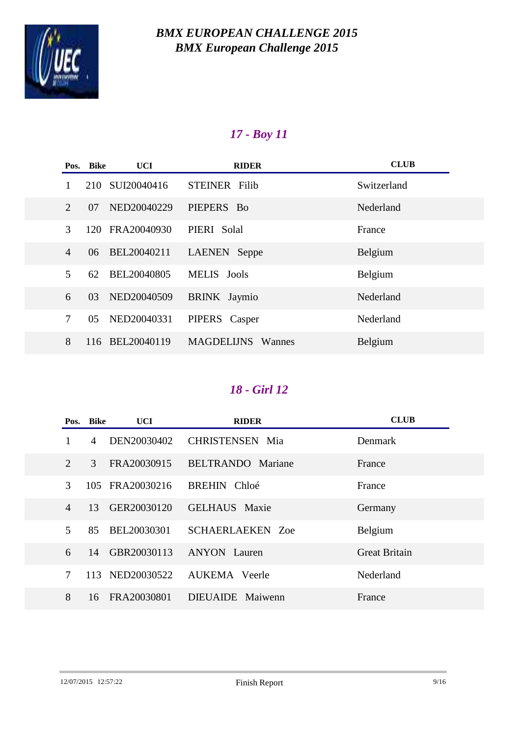# *BMX EUROPEAN CHALLENGE 2015*
# *BMX European Challenge 2015*

## *17 - Boy 11*

| Pos. | Bike | UCI | RIDER | CLUB |
|---|---|---|---|---|
| 1 | 210 | SUI20040416 | STEINER Filib | Switzerland |
| 2 | 07 | NED20040229 | PIEPERS Bo | Nederland |
| 3 | 120 | FRA20040930 | PIERI Solal | France |
| 4 | 06 | BEL20040211 | LAENEN Seppe | Belgium |
| 5 | 62 | BEL20040805 | MELIS Jools | Belgium |
| 6 | 03 | NED20040509 | BRINK Jaymio | Nederland |
| 7 | 05 | NED20040331 | PIPERS Casper | Nederland |
| 8 | 116 | BEL20040119 | MAGDELIJNS Wannes | Belgium |

## *18 - Girl 12*

| Pos. | Bike | UCI | RIDER | CLUB |
|---|---|---|---|---|
| 1 | 4 | DEN20030402 | CHRISTENSEN Mia | Denmark |
| 2 | 3 | FRA20030915 | BELTRANDO Mariane | France |
| 3 | 105 | FRA20030216 | BREHIN Chloé | France |
| 4 | 13 | GER20030120 | GELHAUS Maxie | Germany |
| 5 | 85 | BEL20030301 | SCHAERLAEKEN Zoe | Belgium |
| 6 | 14 | GBR20030113 | ANYON Lauren | Great Britain |
| 7 | 113 | NED20030522 | AUKEMA Veerle | Nederland |
| 8 | 16 | FRA20030801 | DIEUAIDE Maiwenn | France |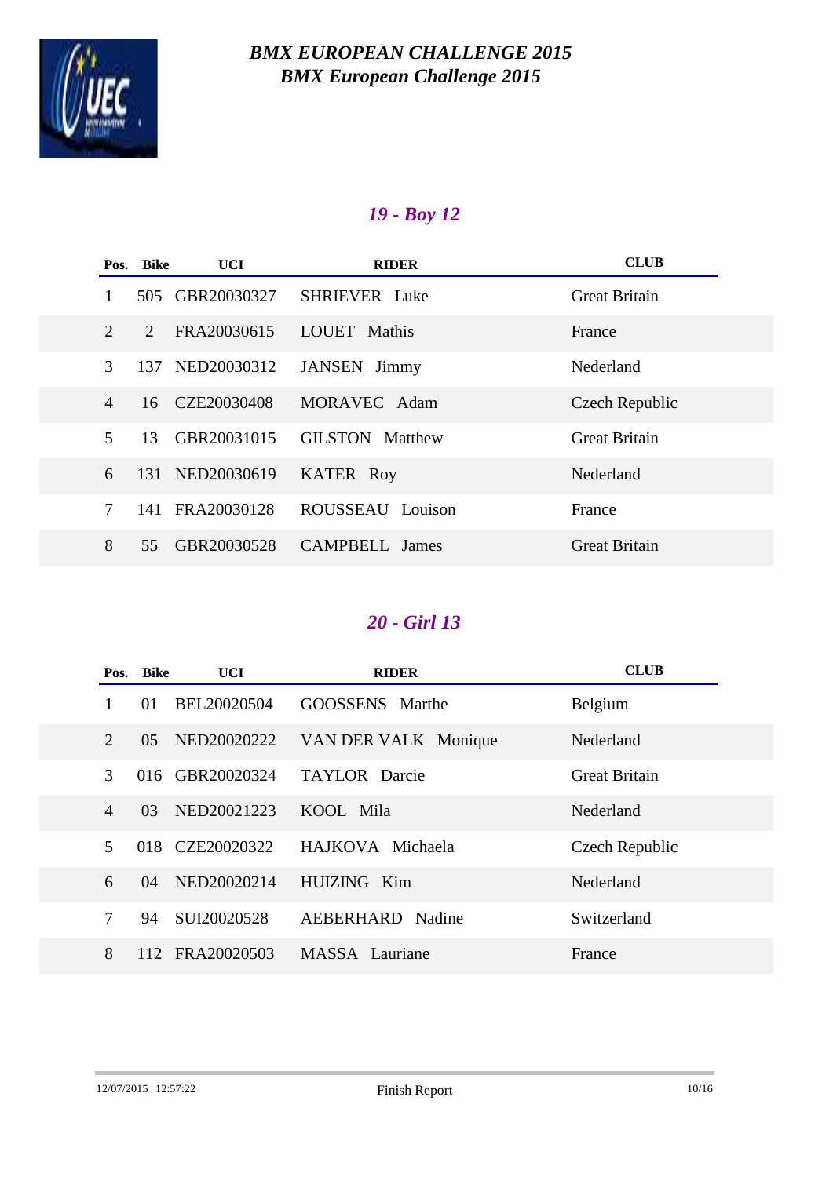# *BMX EUROPEAN CHALLENGE 2015*
## *BMX European Challenge 2015*

### *19 - Boy 12*

| Pos. | Bike | UCI | RIDER | CLUB |
|---|---|---|---|---|
| 1 | 505 | GBR20030327 | SHRIEVER Luke | Great Britain |
| 2 | 2 | FRA20030615 | LOUET Mathis | France |
| 3 | 137 | NED20030312 | JANSEN Jimmy | Nederland |
| 4 | 16 | CZE20030408 | MORAVEC Adam | Czech Republic |
| 5 | 13 | GBR20031015 | GILSTON Matthew | Great Britain |
| 6 | 131 | NED20030619 | KATER Roy | Nederland |
| 7 | 141 | FRA20030128 | ROUSSEAU Louison | France |
| 8 | 55 | GBR20030528 | CAMPBELL James | Great Britain |

### *20 - Girl 13*

| Pos. | Bike | UCI | RIDER | CLUB |
|---|---|---|---|---|
| 1 | 01 | BEL20020504 | GOOSSENS Marthe | Belgium |
| 2 | 05 | NED20020222 | VAN DER VALK Monique | Nederland |
| 3 | 016 | GBR20020324 | TAYLOR Darcie | Great Britain |
| 4 | 03 | NED20021223 | KOOL Mila | Nederland |
| 5 | 018 | CZE20020322 | HAJKOVA Michaela | Czech Republic |
| 6 | 04 | NED20020214 | HUIZING Kim | Nederland |
| 7 | 94 | SUI20020528 | AEBERHARD Nadine | Switzerland |
| 8 | 112 | FRA20020503 | MASSA Lauriane | France |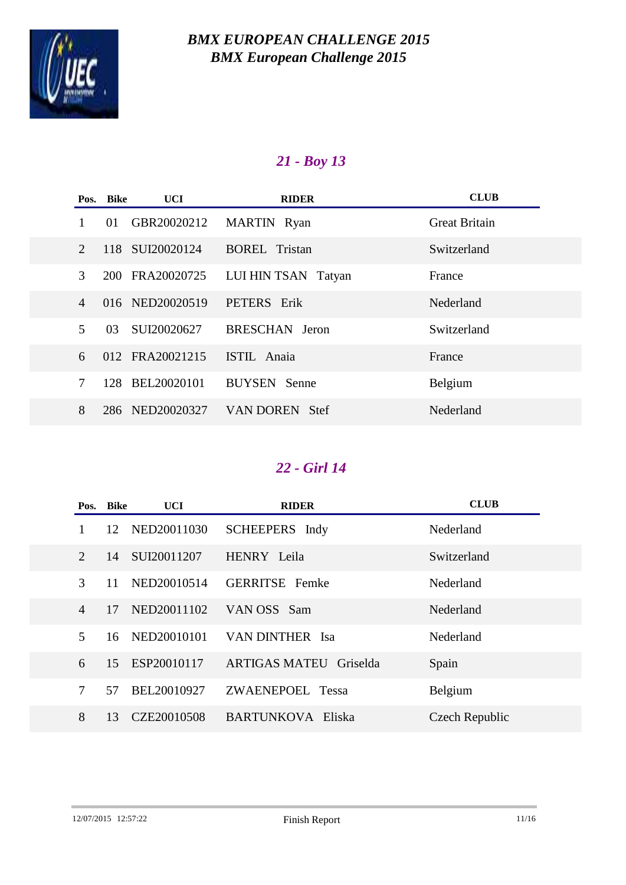# *BMX EUROPEAN CHALLENGE 2015*
## *BMX European Challenge 2015*

### *21 - Boy 13*

| Pos. | Bike | UCI | RIDER | CLUB |
|---|---|---|---|---|
| 1 | 01 | GBR20020212 | MARTIN Ryan | Great Britain |
| 2 | 118 | SUI20020124 | BOREL Tristan | Switzerland |
| 3 | 200 | FRA20020725 | LUI HIN TSAN Tatyan | France |
| 4 | 016 | NED20020519 | PETERS Erik | Nederland |
| 5 | 03 | SUI20020627 | BRESCHAN Jeron | Switzerland |
| 6 | 012 | FRA20021215 | ISTIL Anaia | France |
| 7 | 128 | BEL20020101 | BUYSEN Senne | Belgium |
| 8 | 286 | NED20020327 | VAN DOREN Stef | Nederland |

### *22 - Girl 14*

| Pos. | Bike | UCI | RIDER | CLUB |
|---|---|---|---|---|
| 1 | 12 | NED20011030 | SCHEEPERS Indy | Nederland |
| 2 | 14 | SUI20011207 | HENRY Leila | Switzerland |
| 3 | 11 | NED20010514 | GERRITSE Femke | Nederland |
| 4 | 17 | NED20011102 | VAN OSS Sam | Nederland |
| 5 | 16 | NED20010101 | VAN DINTHER Isa | Nederland |
| 6 | 15 | ESP20010117 | ARTIGAS MATEU Griselda | Spain |
| 7 | 57 | BEL20010927 | ZWAENEPOEL Tessa | Belgium |
| 8 | 13 | CZE20010508 | BARTUNKOVA Eliska | Czech Republic |

12/07/2015 12:57:22 Finish Report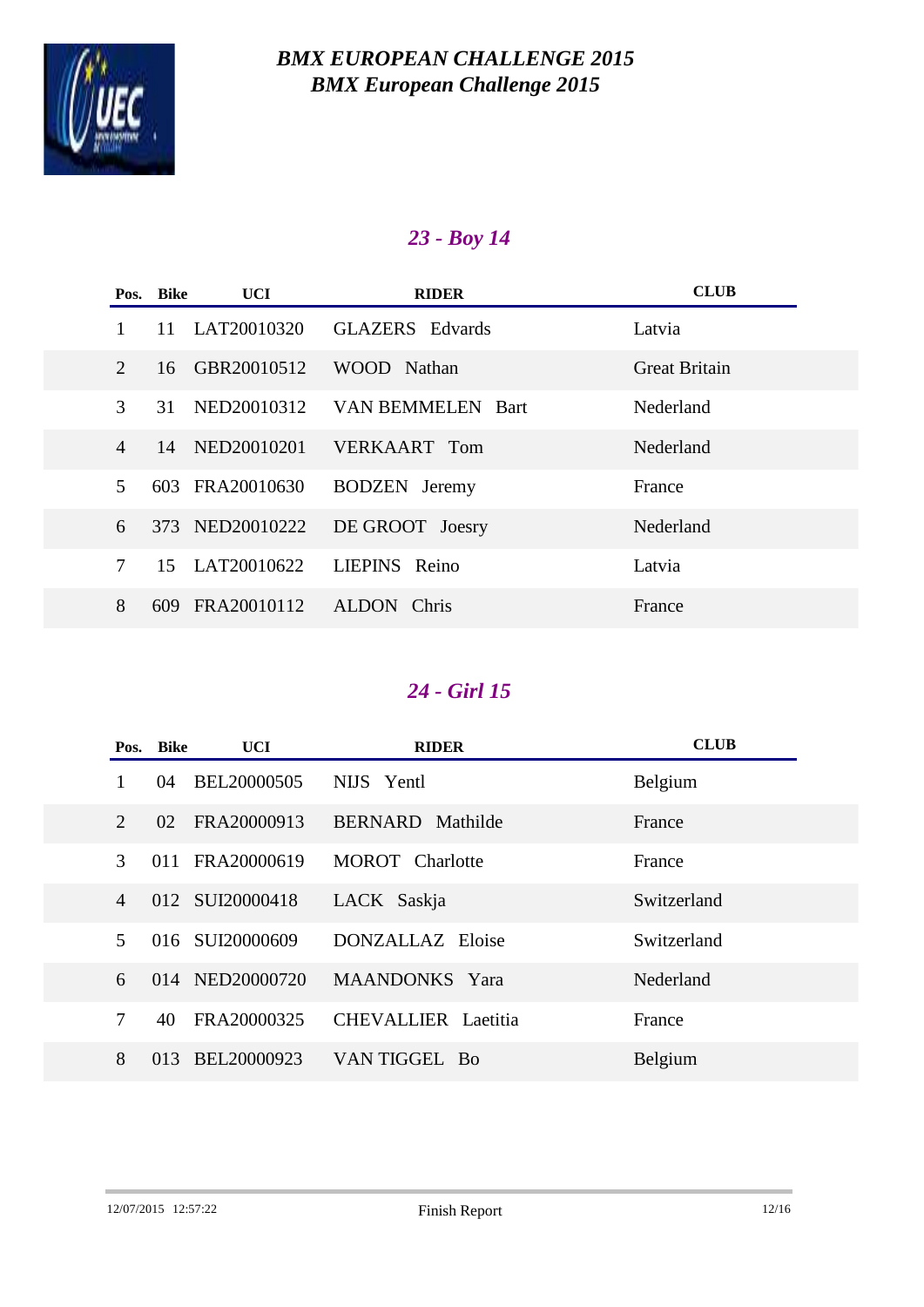# *BMX EUROPEAN CHALLENGE 2015*
## *BMX European Challenge 2015*

### *23 - Boy 14*

| Pos. | Bike | UCI | RIDER | CLUB |
|---|---|---|---|---|
| 1 | 11 | LAT20010320 | GLAZERS Edvards | Latvia |
| 2 | 16 | GBR20010512 | WOOD Nathan | Great Britain |
| 3 | 31 | NED20010312 | VAN BEMMELEN Bart | Nederland |
| 4 | 14 | NED20010201 | VERKAART Tom | Nederland |
| 5 | 603 | FRA20010630 | BODZEN Jeremy | France |
| 6 | 373 | NED20010222 | DE GROOT Joesry | Nederland |
| 7 | 15 | LAT20010622 | LIEPINS Reino | Latvia |
| 8 | 609 | FRA20010112 | ALDON Chris | France |

### *24 - Girl 15*

| Pos. | Bike | UCI | RIDER | CLUB |
|---|---|---|---|---|
| 1 | 04 | BEL20000505 | NIJS Yentl | Belgium |
| 2 | 02 | FRA20000913 | BERNARD Mathilde | France |
| 3 | 011 | FRA20000619 | MOROT Charlotte | France |
| 4 | 012 | SUI20000418 | LACK Saskja | Switzerland |
| 5 | 016 | SUI20000609 | DONZALLAZ Eloise | Switzerland |
| 6 | 014 | NED20000720 | MAANDONKS Yara | Nederland |
| 7 | 40 | FRA20000325 | CHEVALLIER Laetitia | France |
| 8 | 013 | BEL20000923 | VAN TIGGEL Bo | Belgium |

12/07/2015 12:57:22 Finish Report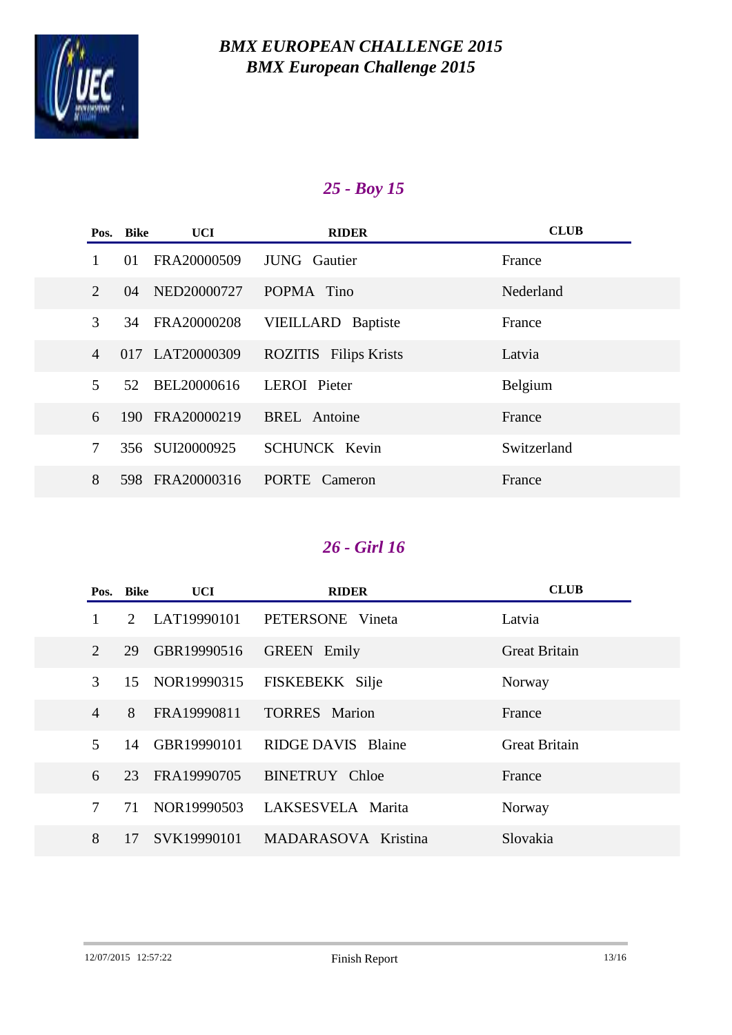# *BMX EUROPEAN CHALLENGE 2015*
# *BMX European Challenge 2015*

## *25 - Boy 15*

| Pos. | Bike | UCI | RIDER | CLUB |
|---|---|---|---|---|
| 1 | 01 | FRA20000509 | JUNG Gautier | France |
| 2 | 04 | NED20000727 | POPMA Tino | Nederland |
| 3 | 34 | FRA20000208 | VIEILLARD Baptiste | France |
| 4 | 017 | LAT20000309 | ROZITIS Filips Krists | Latvia |
| 5 | 52 | BEL20000616 | LEROI Pieter | Belgium |
| 6 | 190 | FRA20000219 | BREL Antoine | France |
| 7 | 356 | SUI20000925 | SCHUNCK Kevin | Switzerland |
| 8 | 598 | FRA20000316 | PORTE Cameron | France |

## *26 - Girl 16*

| Pos. | Bike | UCI | RIDER | CLUB |
|---|---|---|---|---|
| 1 | 2 | LAT19990101 | PETERSONE Vineta | Latvia |
| 2 | 29 | GBR19990516 | GREEN Emily | Great Britain |
| 3 | 15 | NOR19990315 | FISKEBEKK Silje | Norway |
| 4 | 8 | FRA19990811 | TORRES Marion | France |
| 5 | 14 | GBR19990101 | RIDGE DAVIS Blaine | Great Britain |
| 6 | 23 | FRA19990705 | BINETRUY Chloe | France |
| 7 | 71 | NOR19990503 | LAKSESVELA Marita | Norway |
| 8 | 17 | SVK19990101 | MADARASOVA Kristina | Slovakia |

12/07/2015 12:57:22 Finish Report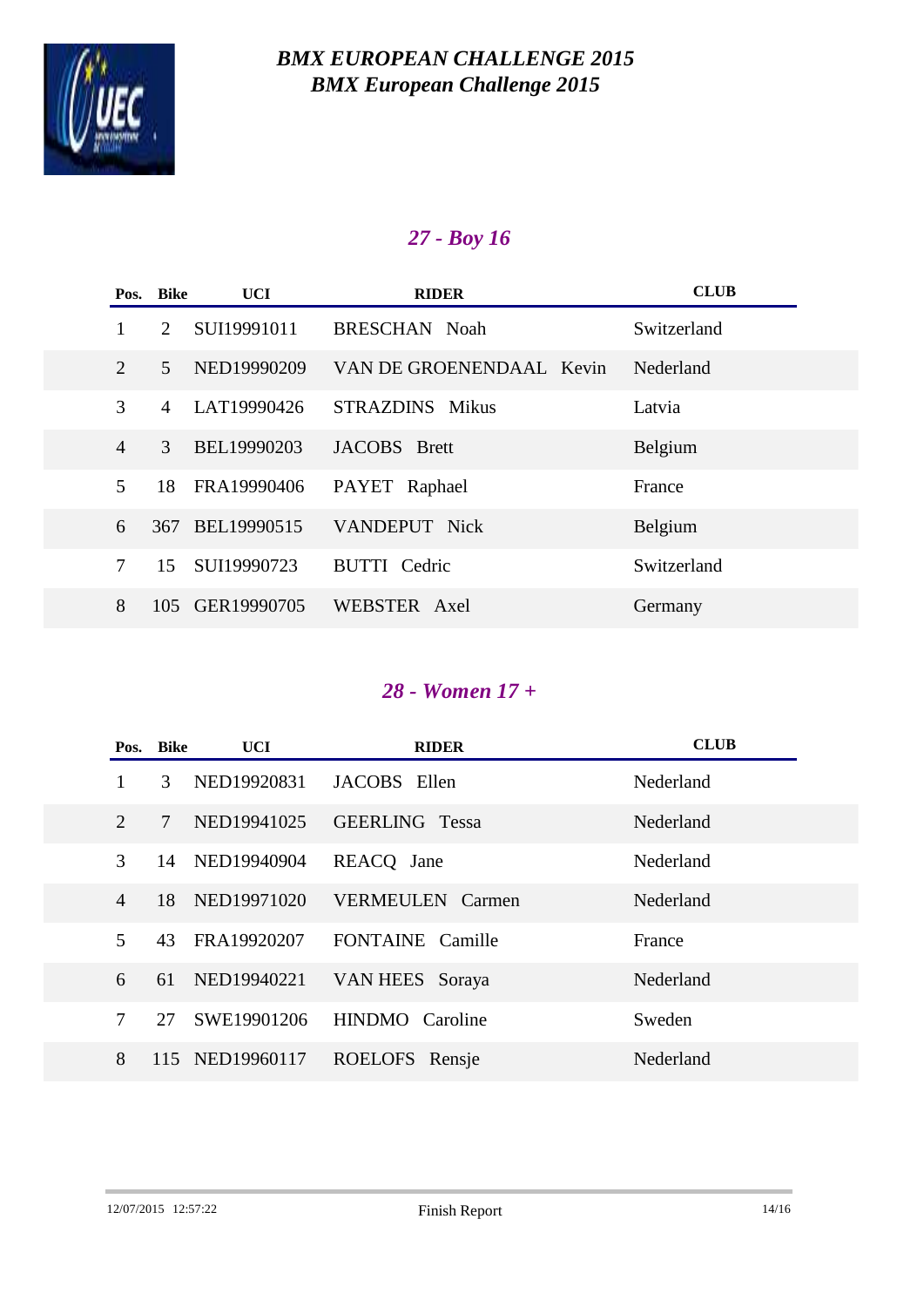# *BMX EUROPEAN CHALLENGE 2015*
# *BMX European Challenge 2015*

## *27 - Boy 16*

| Pos. | Bike | UCI | RIDER | CLUB |
|---|---|---|---|---|
| 1 | 2 | SUI19991011 | BRESCHAN Noah | Switzerland |
| 2 | 5 | NED19990209 | VAN DE GROENENDAAL Kevin | Nederland |
| 3 | 4 | LAT19990426 | STRAZDINS Mikus | Latvia |
| 4 | 3 | BEL19990203 | JACOBS Brett | Belgium |
| 5 | 18 | FRA19990406 | PAYET Raphael | France |
| 6 | 367 | BEL19990515 | VANDEPUT Nick | Belgium |
| 7 | 15 | SUI19990723 | BUTTI Cedric | Switzerland |
| 8 | 105 | GER19990705 | WEBSTER Axel | Germany |

## *28 - Women 17 +*

| Pos. | Bike | UCI | RIDER | CLUB |
|---|---|---|---|---|
| 1 | 3 | NED19920831 | JACOBS Ellen | Nederland |
| 2 | 7 | NED19941025 | GEERLING Tessa | Nederland |
| 3 | 14 | NED19940904 | REACQ Jane | Nederland |
| 4 | 18 | NED19971020 | VERMEULEN Carmen | Nederland |
| 5 | 43 | FRA19920207 | FONTAINE Camille | France |
| 6 | 61 | NED19940221 | VAN HEES Soraya | Nederland |
| 7 | 27 | SWE19901206 | HINDMO Caroline | Sweden |
| 8 | 115 | NED19960117 | ROELOFS Rensje | Nederland |

12/07/2015 12:57:22 Finish Report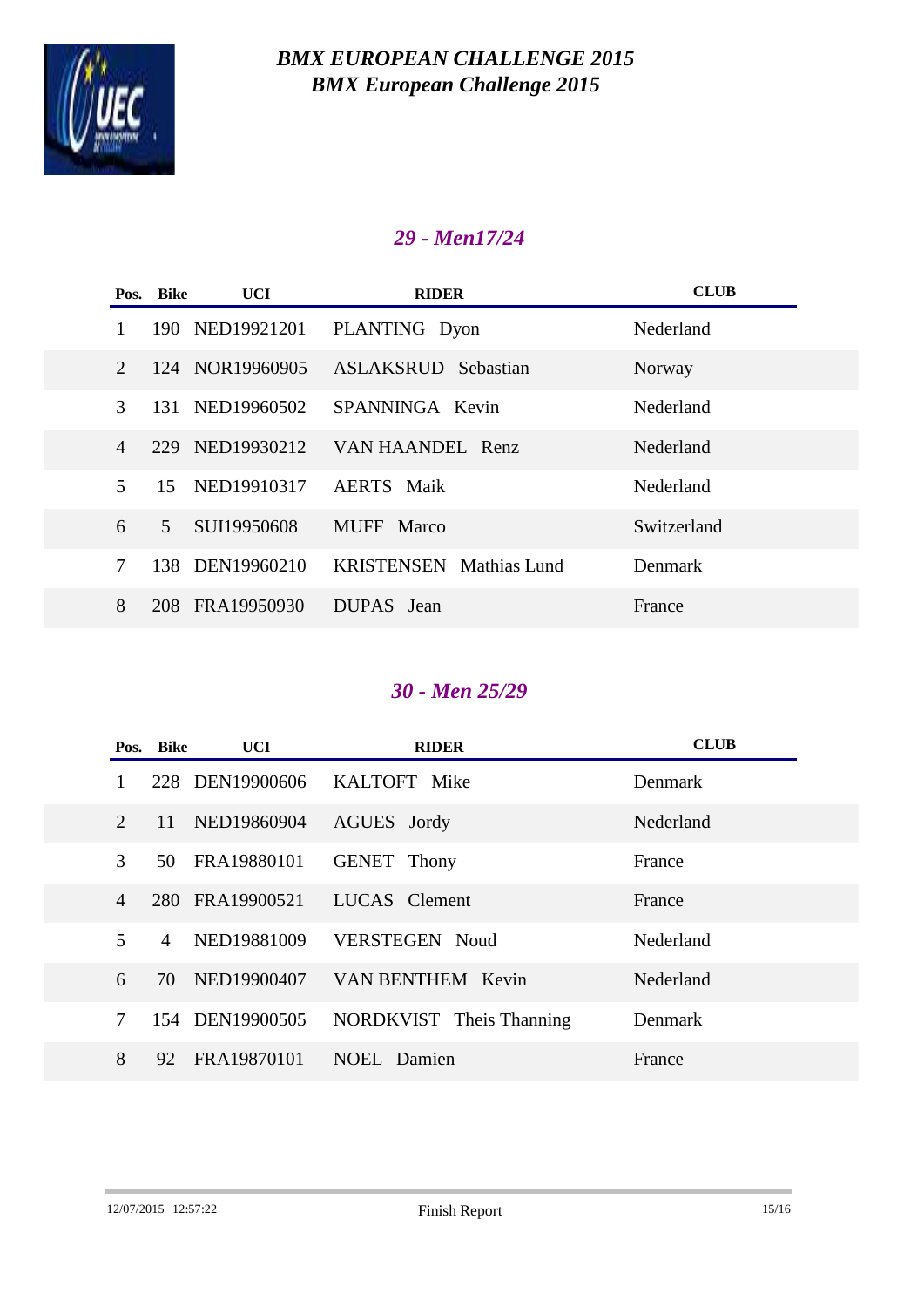# *BMX EUROPEAN CHALLENGE 2015*
# *BMX European Challenge 2015*

## *29 - Men17/24*

| Pos. | Bike | UCI | RIDER | CLUB |
|---|---|---|---|---|
| 1 | 190 | NED19921201 | PLANTING Dyon | Nederland |
| 2 | 124 | NOR19960905 | ASLAKSRUD Sebastian | Norway |
| 3 | 131 | NED19960502 | SPANNINGA Kevin | Nederland |
| 4 | 229 | NED19930212 | VAN HAANDEL Renz | Nederland |
| 5 | 15 | NED19910317 | AERTS Maik | Nederland |
| 6 | 5 | SUI19950608 | MUFF Marco | Switzerland |
| 7 | 138 | DEN19960210 | KRISTENSEN Mathias Lund | Denmark |
| 8 | 208 | FRA19950930 | DUPAS Jean | France |

## *30 - Men 25/29*

| Pos. | Bike | UCI | RIDER | CLUB |
|---|---|---|---|---|
| 1 | 228 | DEN19900606 | KALTOFT Mike | Denmark |
| 2 | 11 | NED19860904 | AGUES Jordy | Nederland |
| 3 | 50 | FRA19880101 | GENET Thony | France |
| 4 | 280 | FRA19900521 | LUCAS Clement | France |
| 5 | 4 | NED19881009 | VERSTEGEN Noud | Nederland |
| 6 | 70 | NED19900407 | VAN BENTHEM Kevin | Nederland |
| 7 | 154 | DEN19900505 | NORDKVIST Theis Thanning | Denmark |
| 8 | 92 | FRA19870101 | NOEL Damien | France |

12/07/2015 12:57:22 Finish Report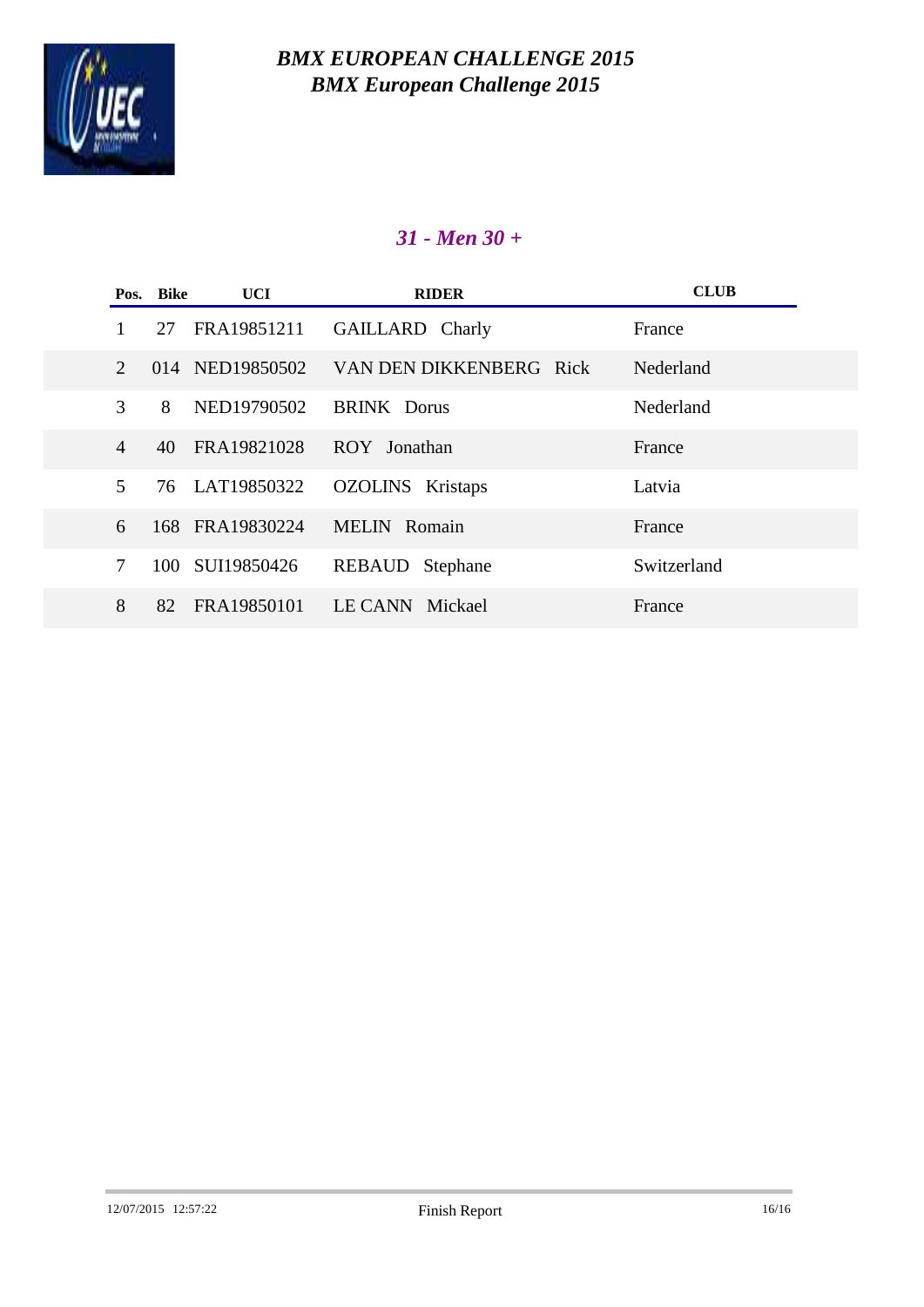# *BMX EUROPEAN CHALLENGE 2015*
# *BMX European Challenge 2015*

## *31 - Men 30 +*

| Pos. | Bike | UCI | RIDER | CLUB |
|---|---|---|---|---|
| 1 | 27 | FRA19851211 | GAILLARD Charly | France |
| 2 | 014 | NED19850502 | VAN DEN DIKKENBERG Rick | Nederland |
| 3 | 8 | NED19790502 | BRINK Dorus | Nederland |
| 4 | 40 | FRA19821028 | ROY Jonathan | France |
| 5 | 76 | LAT19850322 | OZOLINS Kristaps | Latvia |
| 6 | 168 | FRA19830224 | MELIN Romain | France |
| 7 | 100 | SUI19850426 | REBAUD Stephane | Switzerland |
| 8 | 82 | FRA19850101 | LE CANN Mickael | France |

12/07/2015 12:57:22 Finish Report